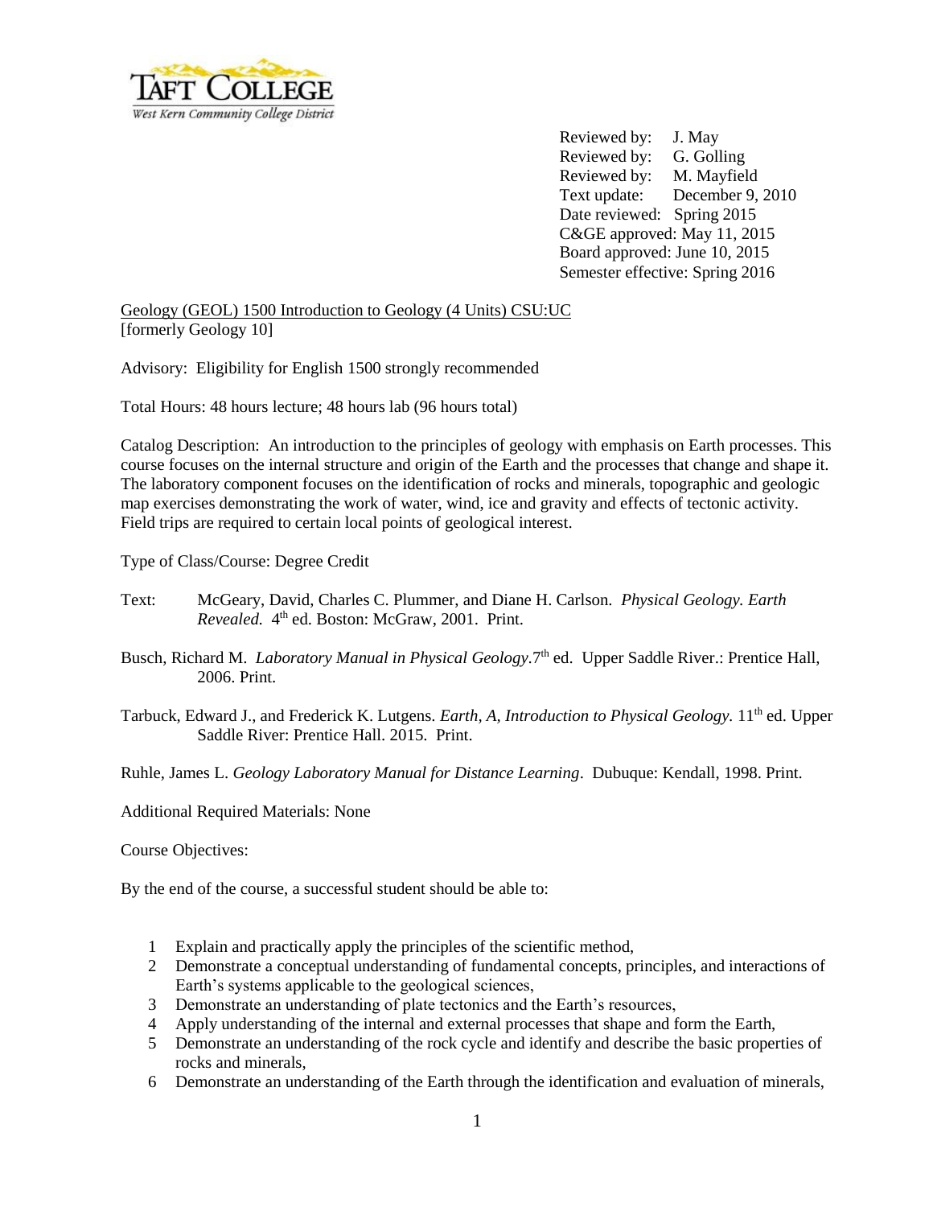Reviewed by: J. May
Reviewed by: G. Golling
Reviewed by: M. Mayfield
Text update: December 9, 2010
Date reviewed: Spring 2015
C&GE approved: May 11, 2015
Board approved: June 10, 2015
Semester effective: Spring 2016

Geology (GEOL) 1500 Introduction to Geology (4 Units) CSU:UC
[formerly Geology 10]

Advisory: Eligibility for English 1500 strongly recommended

Total Hours: 48 hours lecture; 48 hours lab (96 hours total)

Catalog Description: An introduction to the principles of geology with emphasis on Earth processes. This course focuses on the internal structure and origin of the Earth and the processes that change and shape it. The laboratory component focuses on the identification of rocks and minerals, topographic and geologic map exercises demonstrating the work of water, wind, ice and gravity and effects of tectonic activity. Field trips are required to certain local points of geological interest.

Type of Class/Course: Degree Credit

Text: McGeary, David, Charles C. Plummer, and Diane H. Carlson. *Physical Geology. Earth Revealed.* 4th ed. Boston: McGraw, 2001. Print.

Busch, Richard M. *Laboratory Manual in Physical Geology*.7th ed. Upper Saddle River.: Prentice Hall, 2006. Print.

Tarbuck, Edward J., and Frederick K. Lutgens. *Earth, A, Introduction to Physical Geology.* 11th ed. Upper Saddle River: Prentice Hall. 2015. Print.

Ruhle, James L. *Geology Laboratory Manual for Distance Learning*. Dubuque: Kendall, 1998. Print.

Additional Required Materials: None

Course Objectives:

By the end of the course, a successful student should be able to:

1. Explain and practically apply the principles of the scientific method,
2. Demonstrate a conceptual understanding of fundamental concepts, principles, and interactions of Earth's systems applicable to the geological sciences,
3. Demonstrate an understanding of plate tectonics and the Earth's resources,
4. Apply understanding of the internal and external processes that shape and form the Earth,
5. Demonstrate an understanding of the rock cycle and identify and describe the basic properties of rocks and minerals,
6. Demonstrate an understanding of the Earth through the identification and evaluation of minerals,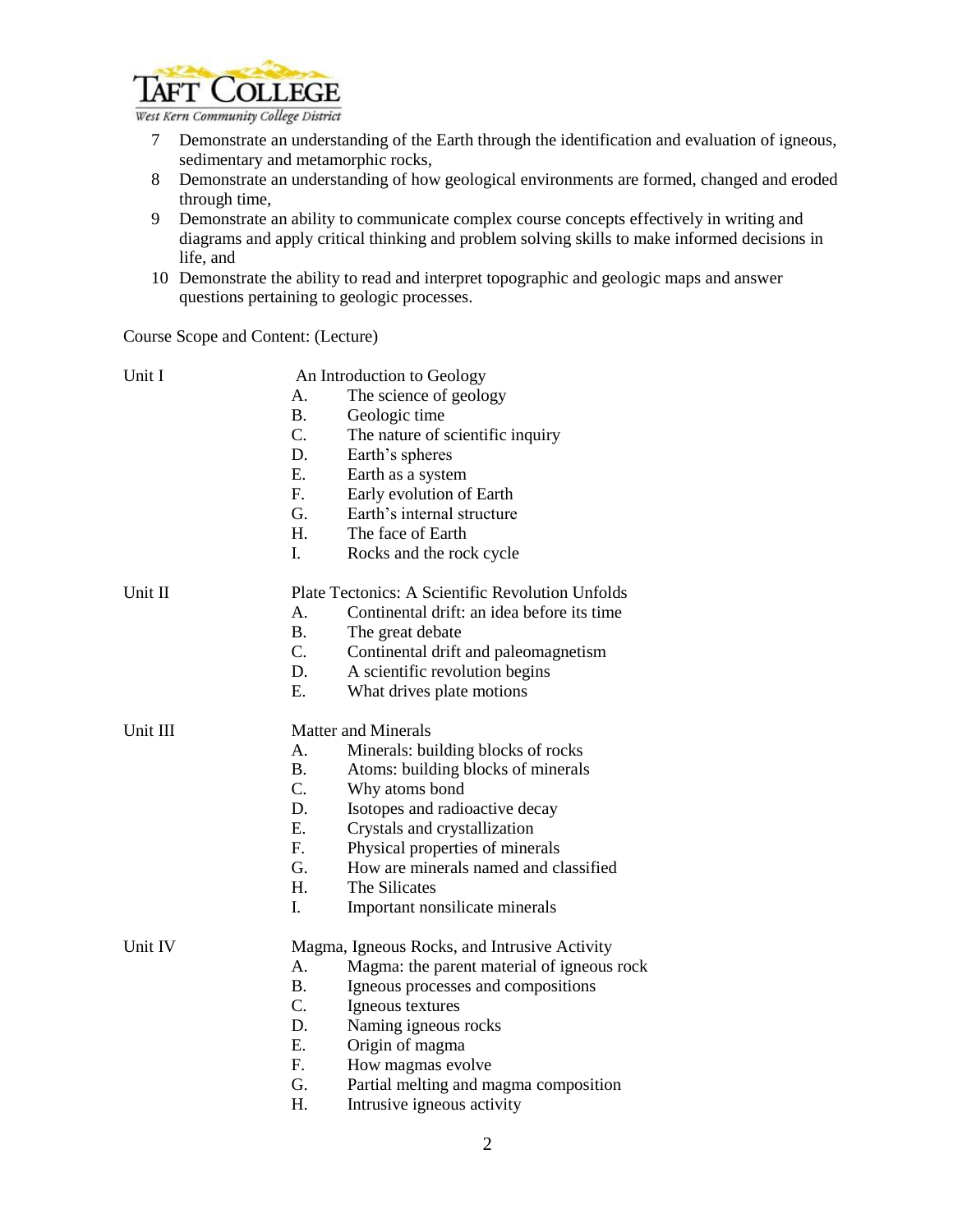7. Demonstrate an understanding of the Earth through the identification and evaluation of igneous, sedimentary and metamorphic rocks,
8. Demonstrate an understanding of how geological environments are formed, changed and eroded through time,
9. Demonstrate an ability to communicate complex course concepts effectively in writing and diagrams and apply critical thinking and problem solving skills to make informed decisions in life, and
10. Demonstrate the ability to read and interpret topographic and geologic maps and answer questions pertaining to geologic processes.

Course Scope and Content: (Lecture)

Unit I — An Introduction to Geology

- A. The science of geology
- B. Geologic time
- C. The nature of scientific inquiry
- D. Earth's spheres
- E. Earth as a system
- F. Early evolution of Earth
- G. Earth's internal structure
- H. The face of Earth
- I. Rocks and the rock cycle

Unit II — Plate Tectonics: A Scientific Revolution Unfolds

- A. Continental drift: an idea before its time
- B. The great debate
- C. Continental drift and paleomagnetism
- D. A scientific revolution begins
- E. What drives plate motions

Unit III — Matter and Minerals

- A. Minerals: building blocks of rocks
- B. Atoms: building blocks of minerals
- C. Why atoms bond
- D. Isotopes and radioactive decay
- E. Crystals and crystallization
- F. Physical properties of minerals
- G. How are minerals named and classified
- H. The Silicates
- I. Important nonsilicate minerals

Unit IV — Magma, Igneous Rocks, and Intrusive Activity

- A. Magma: the parent material of igneous rock
- B. Igneous processes and compositions
- C. Igneous textures
- D. Naming igneous rocks
- E. Origin of magma
- F. How magmas evolve
- G. Partial melting and magma composition
- H. Intrusive igneous activity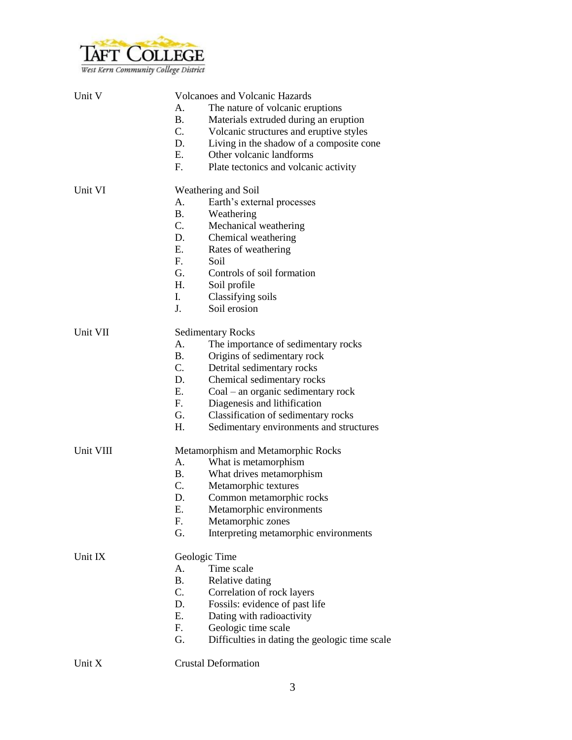Unit V — Volcanoes and Volcanic Hazards

A. The nature of volcanic eruptions
B. Materials extruded during an eruption
C. Volcanic structures and eruptive styles
D. Living in the shadow of a composite cone
E. Other volcanic landforms
F. Plate tectonics and volcanic activity

Unit VI — Weathering and Soil

A. Earth's external processes
B. Weathering
C. Mechanical weathering
D. Chemical weathering
E. Rates of weathering
F. Soil
G. Controls of soil formation
H. Soil profile
I. Classifying soils
J. Soil erosion

Unit VII — Sedimentary Rocks

A. The importance of sedimentary rocks
B. Origins of sedimentary rock
C. Detrital sedimentary rocks
D. Chemical sedimentary rocks
E. Coal – an organic sedimentary rock
F. Diagenesis and lithification
G. Classification of sedimentary rocks
H. Sedimentary environments and structures

Unit VIII — Metamorphism and Metamorphic Rocks

A. What is metamorphism
B. What drives metamorphism
C. Metamorphic textures
D. Common metamorphic rocks
E. Metamorphic environments
F. Metamorphic zones
G. Interpreting metamorphic environments

Unit IX — Geologic Time

A. Time scale
B. Relative dating
C. Correlation of rock layers
D. Fossils: evidence of past life
E. Dating with radioactivity
F. Geologic time scale
G. Difficulties in dating the geologic time scale

Unit X — Crustal Deformation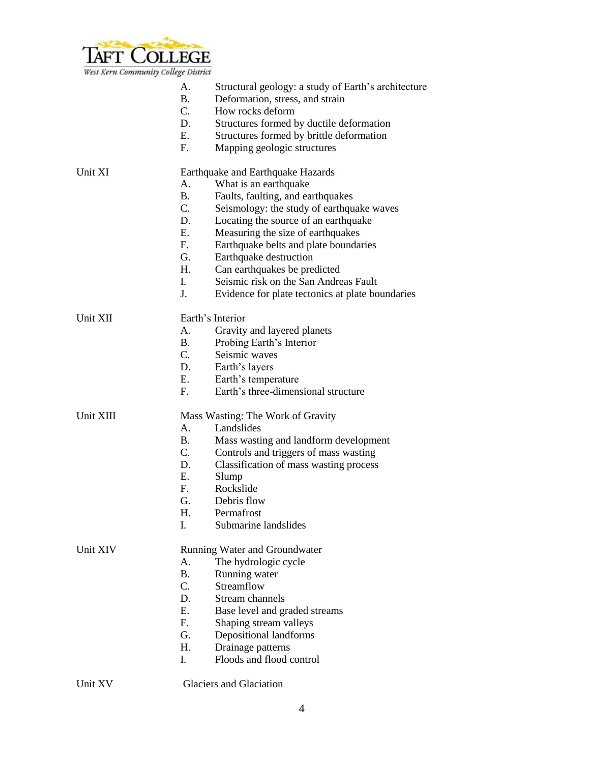- A. Structural geology: a study of Earth's architecture
- B. Deformation, stress, and strain
- C. How rocks deform
- D. Structures formed by ductile deformation
- E. Structures formed by brittle deformation
- F. Mapping geologic structures

Unit XI — Earthquake and Earthquake Hazards

- A. What is an earthquake
- B. Faults, faulting, and earthquakes
- C. Seismology: the study of earthquake waves
- D. Locating the source of an earthquake
- E. Measuring the size of earthquakes
- F. Earthquake belts and plate boundaries
- G. Earthquake destruction
- H. Can earthquakes be predicted
- I. Seismic risk on the San Andreas Fault
- J. Evidence for plate tectonics at plate boundaries

Unit XII — Earth's Interior

- A. Gravity and layered planets
- B. Probing Earth's Interior
- C. Seismic waves
- D. Earth's layers
- E. Earth's temperature
- F. Earth's three-dimensional structure

Unit XIII — Mass Wasting: The Work of Gravity

- A. Landslides
- B. Mass wasting and landform development
- C. Controls and triggers of mass wasting
- D. Classification of mass wasting process
- E. Slump
- F. Rockslide
- G. Debris flow
- H. Permafrost
- I. Submarine landslides

Unit XIV — Running Water and Groundwater

- A. The hydrologic cycle
- B. Running water
- C. Streamflow
- D. Stream channels
- E. Base level and graded streams
- F. Shaping stream valleys
- G. Depositional landforms
- H. Drainage patterns
- I. Floods and flood control

Unit XV — Glaciers and Glaciation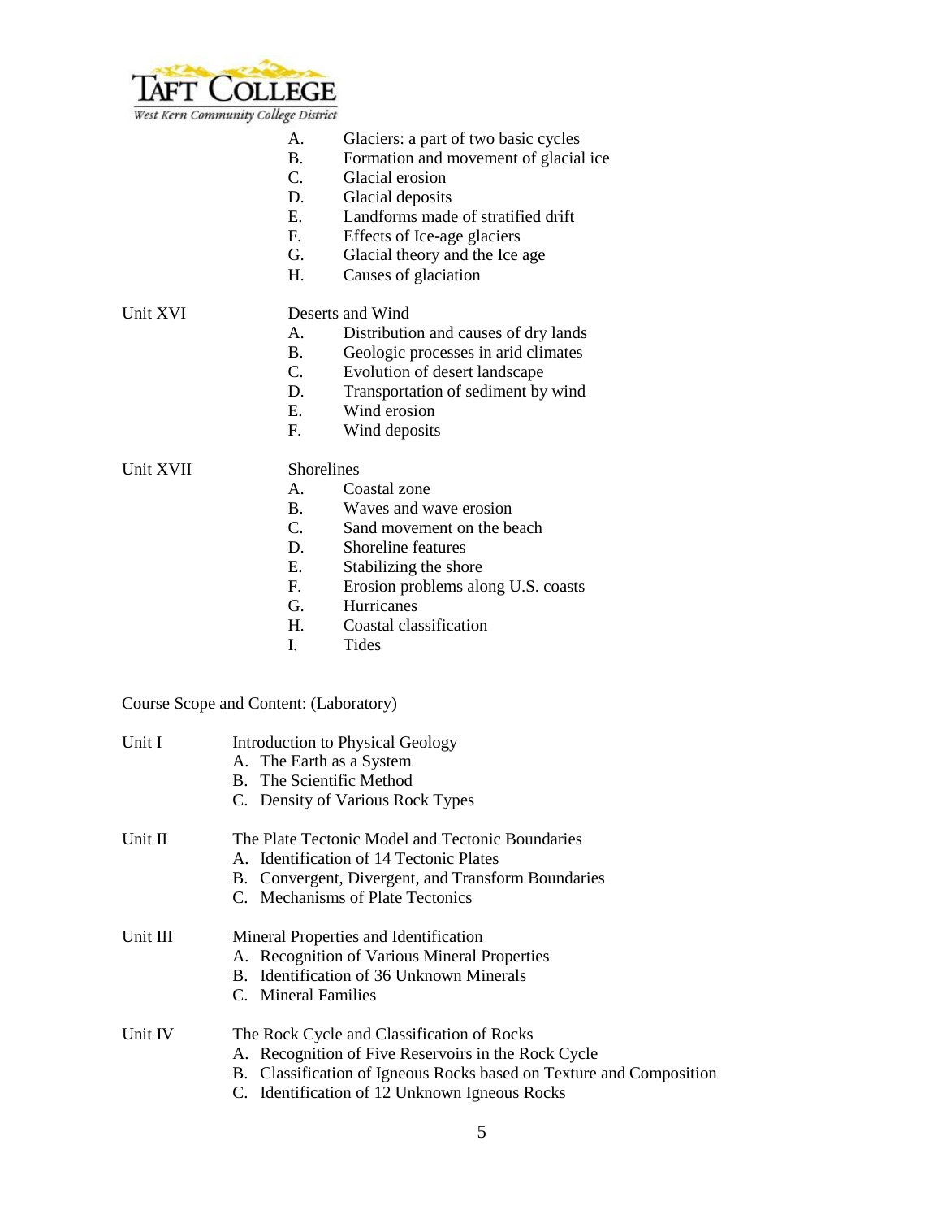A. Glaciers: a part of two basic cycles
B. Formation and movement of glacial ice
C. Glacial erosion
D. Glacial deposits
E. Landforms made of stratified drift
F. Effects of Ice-age glaciers
G. Glacial theory and the Ice age
H. Causes of glaciation

Unit XVI Deserts and Wind

A. Distribution and causes of dry lands
B. Geologic processes in arid climates
C. Evolution of desert landscape
D. Transportation of sediment by wind
E. Wind erosion
F. Wind deposits

Unit XVII Shorelines

A. Coastal zone
B. Waves and wave erosion
C. Sand movement on the beach
D. Shoreline features
E. Stabilizing the shore
F. Erosion problems along U.S. coasts
G. Hurricanes
H. Coastal classification
I. Tides

Course Scope and Content: (Laboratory)

Unit I Introduction to Physical Geology

A. The Earth as a System
B. The Scientific Method
C. Density of Various Rock Types

Unit II The Plate Tectonic Model and Tectonic Boundaries

A. Identification of 14 Tectonic Plates
B. Convergent, Divergent, and Transform Boundaries
C. Mechanisms of Plate Tectonics

Unit III Mineral Properties and Identification

A. Recognition of Various Mineral Properties
B. Identification of 36 Unknown Minerals
C. Mineral Families

Unit IV The Rock Cycle and Classification of Rocks

A. Recognition of Five Reservoirs in the Rock Cycle
B. Classification of Igneous Rocks based on Texture and Composition
C. Identification of 12 Unknown Igneous Rocks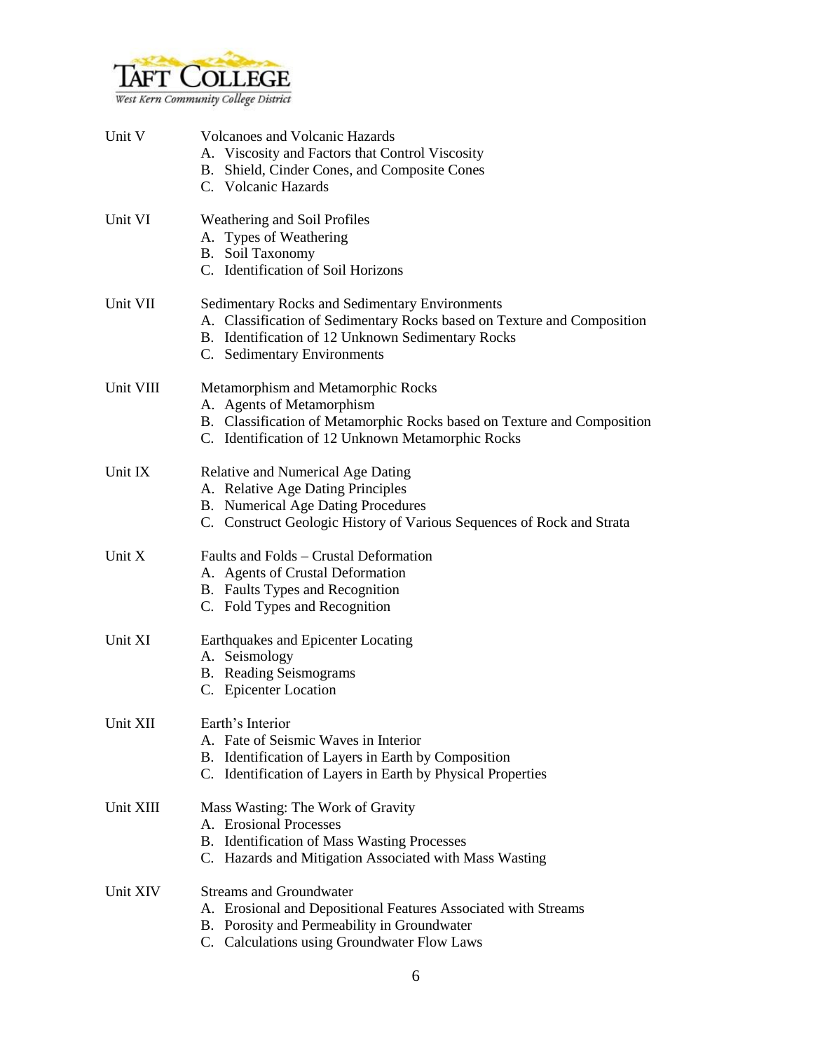Unit V — Volcanoes and Volcanic Hazards
- A. Viscosity and Factors that Control Viscosity
- B. Shield, Cinder Cones, and Composite Cones
- C. Volcanic Hazards

Unit VI — Weathering and Soil Profiles
- A. Types of Weathering
- B. Soil Taxonomy
- C. Identification of Soil Horizons

Unit VII — Sedimentary Rocks and Sedimentary Environments
- A. Classification of Sedimentary Rocks based on Texture and Composition
- B. Identification of 12 Unknown Sedimentary Rocks
- C. Sedimentary Environments

Unit VIII — Metamorphism and Metamorphic Rocks
- A. Agents of Metamorphism
- B. Classification of Metamorphic Rocks based on Texture and Composition
- C. Identification of 12 Unknown Metamorphic Rocks

Unit IX — Relative and Numerical Age Dating
- A. Relative Age Dating Principles
- B. Numerical Age Dating Procedures
- C. Construct Geologic History of Various Sequences of Rock and Strata

Unit X — Faults and Folds – Crustal Deformation
- A. Agents of Crustal Deformation
- B. Faults Types and Recognition
- C. Fold Types and Recognition

Unit XI — Earthquakes and Epicenter Locating
- A. Seismology
- B. Reading Seismograms
- C. Epicenter Location

Unit XII — Earth's Interior
- A. Fate of Seismic Waves in Interior
- B. Identification of Layers in Earth by Composition
- C. Identification of Layers in Earth by Physical Properties

Unit XIII — Mass Wasting: The Work of Gravity
- A. Erosional Processes
- B. Identification of Mass Wasting Processes
- C. Hazards and Mitigation Associated with Mass Wasting

Unit XIV — Streams and Groundwater
- A. Erosional and Depositional Features Associated with Streams
- B. Porosity and Permeability in Groundwater
- C. Calculations using Groundwater Flow Laws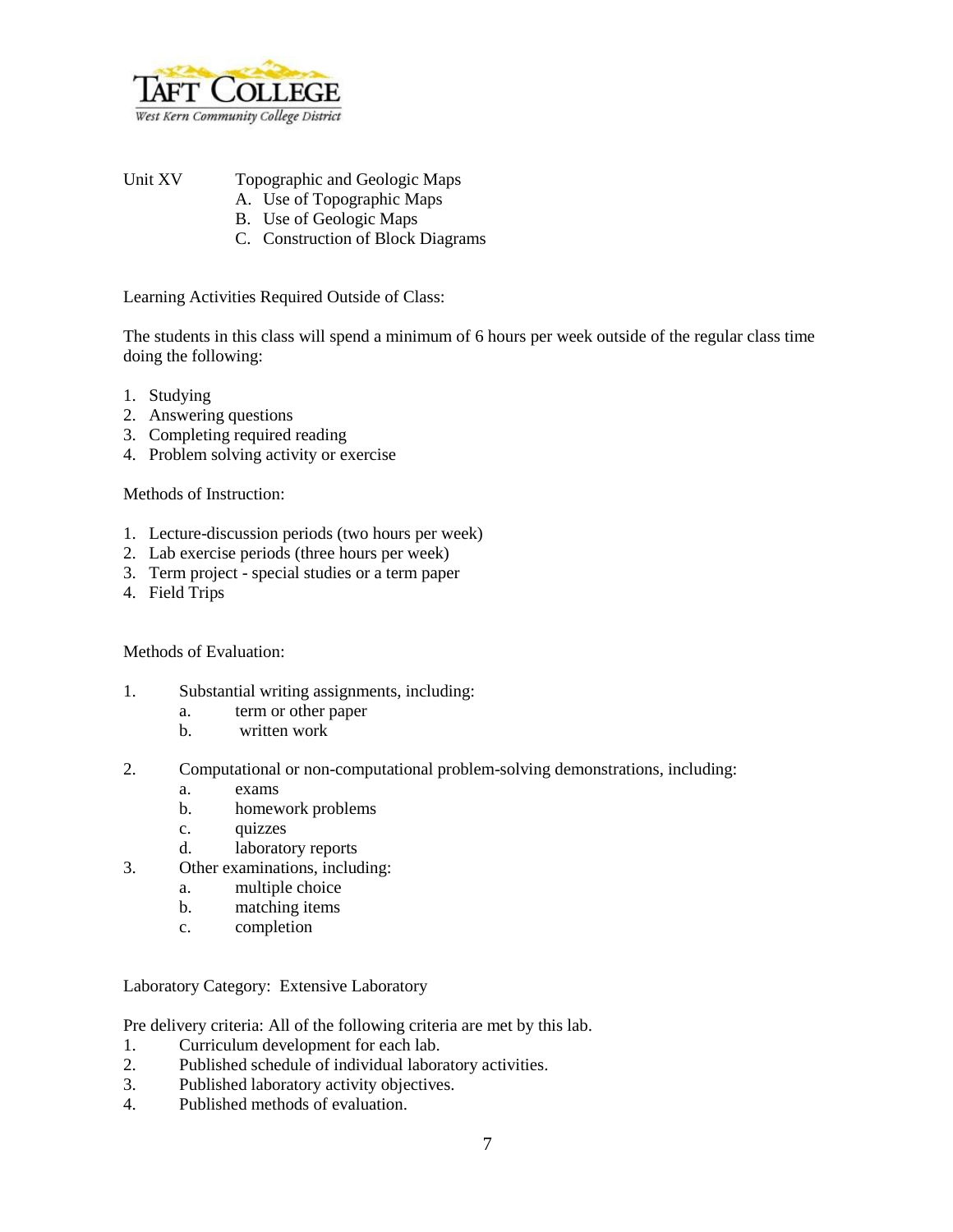Unit XV Topographic and Geologic Maps

A. Use of Topographic Maps
B. Use of Geologic Maps
C. Construction of Block Diagrams

Learning Activities Required Outside of Class:

The students in this class will spend a minimum of 6 hours per week outside of the regular class time doing the following:

1. Studying
2. Answering questions
3. Completing required reading
4. Problem solving activity or exercise

Methods of Instruction:

1. Lecture-discussion periods (two hours per week)
2. Lab exercise periods (three hours per week)
3. Term project - special studies or a term paper
4. Field Trips

Methods of Evaluation:

1. Substantial writing assignments, including:
   a. term or other paper
   b. written work

2. Computational or non-computational problem-solving demonstrations, including:
   a. exams
   b. homework problems
   c. quizzes
   d. laboratory reports
3. Other examinations, including:
   a. multiple choice
   b. matching items
   c. completion

Laboratory Category: Extensive Laboratory

Pre delivery criteria: All of the following criteria are met by this lab.

1. Curriculum development for each lab.
2. Published schedule of individual laboratory activities.
3. Published laboratory activity objectives.
4. Published methods of evaluation.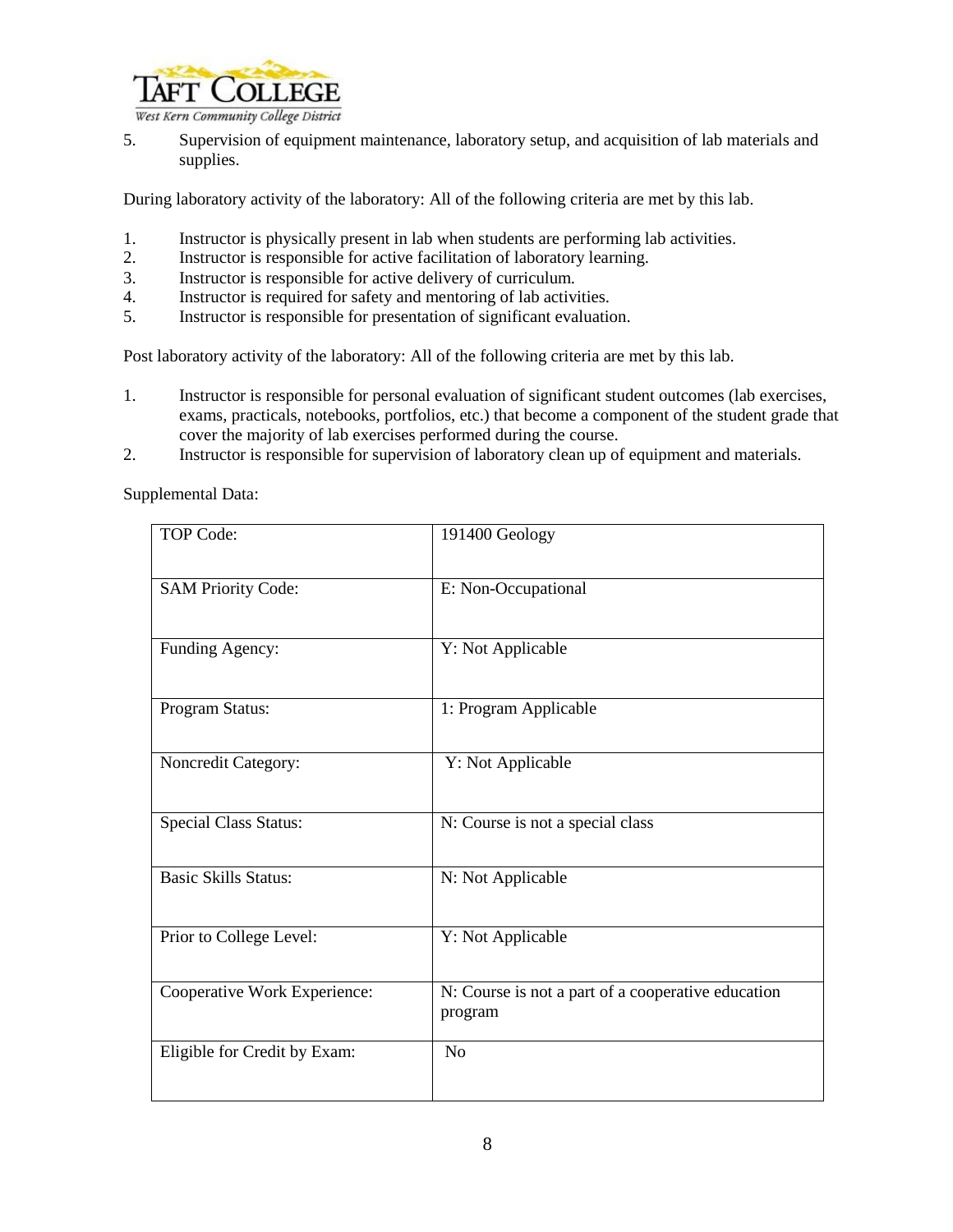5. Supervision of equipment maintenance, laboratory setup, and acquisition of lab materials and supplies.

During laboratory activity of the laboratory: All of the following criteria are met by this lab.

1. Instructor is physically present in lab when students are performing lab activities.
2. Instructor is responsible for active facilitation of laboratory learning.
3. Instructor is responsible for active delivery of curriculum.
4. Instructor is required for safety and mentoring of lab activities.
5. Instructor is responsible for presentation of significant evaluation.

Post laboratory activity of the laboratory: All of the following criteria are met by this lab.

1. Instructor is responsible for personal evaluation of significant student outcomes (lab exercises, exams, practicals, notebooks, portfolios, etc.) that become a component of the student grade that cover the majority of lab exercises performed during the course.
2. Instructor is responsible for supervision of laboratory clean up of equipment and materials.

Supplemental Data:

| | |
|---|---|
| TOP Code: | 191400 Geology |
| SAM Priority Code: | E: Non-Occupational |
| Funding Agency: | Y: Not Applicable |
| Program Status: | 1: Program Applicable |
| Noncredit Category: | Y: Not Applicable |
| Special Class Status: | N: Course is not a special class |
| Basic Skills Status: | N: Not Applicable |
| Prior to College Level: | Y: Not Applicable |
| Cooperative Work Experience: | N: Course is not a part of a cooperative education program |
| Eligible for Credit by Exam: | No |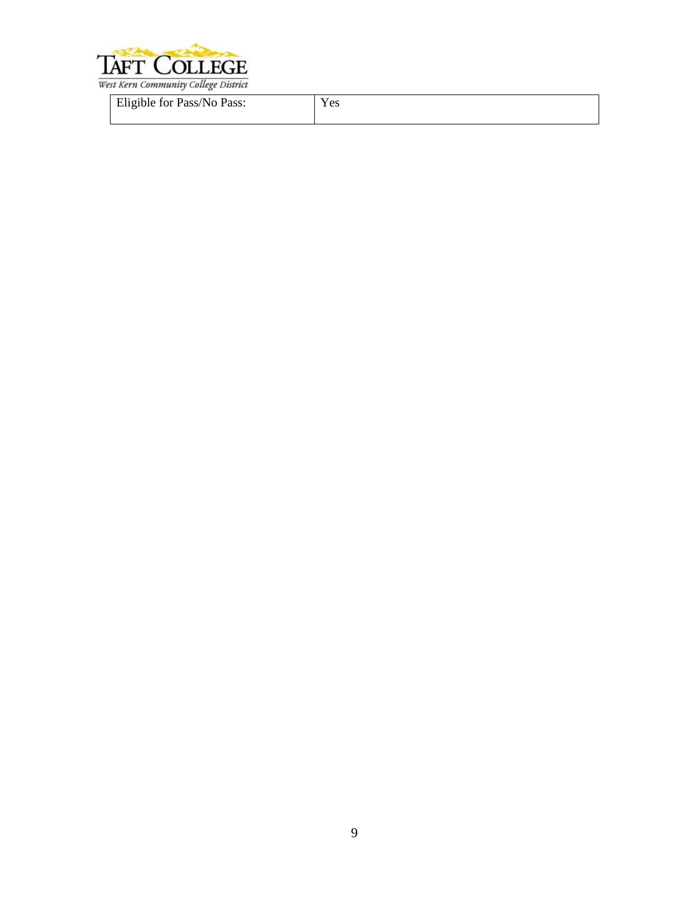| | |
|---|---|
| Eligible for Pass/No Pass: | Yes |